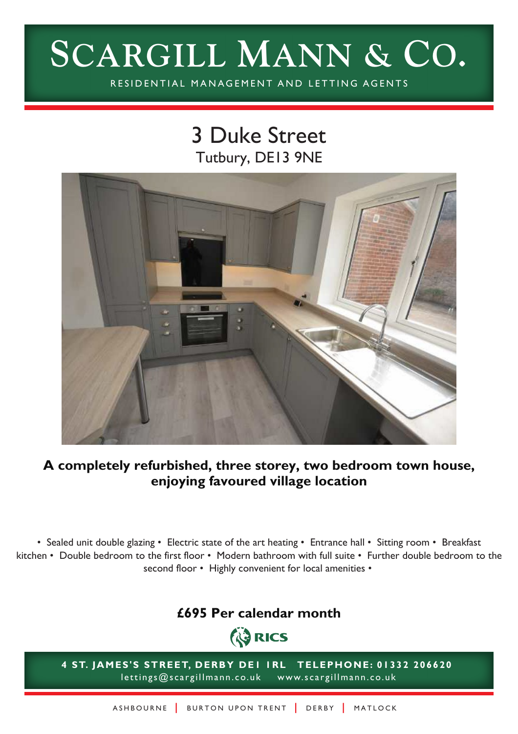# SCARGILL MANN & CO.

RESIDENTIAL MANAGEMENT AND LETTING AGENTS

## 3 Duke Street

Tutbury, DE13 9NE

**A completely refurbished, three storey, two bedroom town house, enjoying favoured village location**

• Sealed unit double glazing • Electric state of the art heating • Entrance hall • Sitting room • Breakfast kitchen • Double bedroom to the first floor • Modern bathroom with full suite • Further double bedroom to the second floor • Highly convenient for local amenities •

**£695 Per calendar month**

RICS

**4 ST. JAMES'S STREET, DERBY DE1 1RL TELEPHONE: 01332 206620**

lettings@scargillmann.co.uk www.scargillmann.co.uk

ASHBOURNE | BURTON UPON TRENT | DERBY | MATLOCK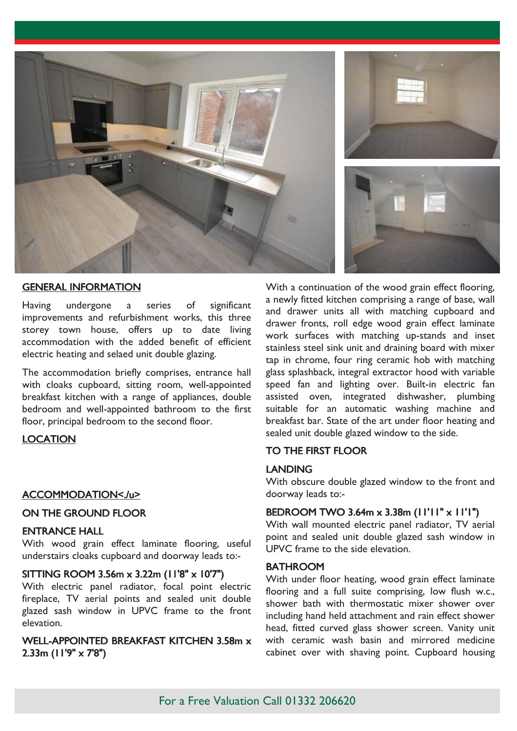## GENERAL INFORMATION

Having undergone a series of significant improvements and refurbishment works, this three storey town house, offers up to date living accommodation with the added benefit of efficient electric heating and selaed unit double glazing.

The accommodation briefly comprises, entrance hall with cloaks cupboard, sitting room, well-appointed breakfast kitchen with a range of appliances, double bedroom and well-appointed bathroom to the first floor, principal bedroom to the second floor.

## LOCATION

## ACCOMMODATION<./u>

### ON THE GROUND FLOOR

### ENTRANCE HALL

With wood grain effect laminate flooring, useful understairs cloaks cupboard and doorway leads to:-

### SITTING ROOM 3.56m x 3.22m (11'8" x 10'7")

With electric panel radiator, focal point electric fireplace, TV aerial points and sealed unit double glazed sash window in UPVC frame to the front elevation.

### WELL-APPOINTED BREAKFAST KITCHEN 3.58m x 2.33m (11'9" x 7'8")

With a continuation of the wood grain effect flooring, a newly fitted kitchen comprising a range of base, wall and drawer units all with matching cupboard and drawer fronts, roll edge wood grain effect laminate work surfaces with matching up-stands and inset stainless steel sink unit and draining board with mixer tap in chrome, four ring ceramic hob with matching glass splashback, integral extractor hood with variable speed fan and lighting over. Built-in electric fan assisted oven, integrated dishwasher, plumbing suitable for an automatic washing machine and breakfast bar. State of the art under floor heating and sealed unit double glazed window to the side.

### TO THE FIRST FLOOR

### LANDING

With obscure double glazed window to the front and doorway leads to:-

### BEDROOM TWO 3.64m x 3.38m (11'11" x 11'1")

With wall mounted electric panel radiator, TV aerial point and sealed unit double glazed sash window in UPVC frame to the side elevation.

### BATHROOM

With under floor heating, wood grain effect laminate flooring and a full suite comprising, low flush w.c., shower bath with thermostatic mixer shower over including hand held attachment and rain effect shower head, fitted curved glass shower screen. Vanity unit with ceramic wash basin and mirrored medicine cabinet over with shaving point. Cupboard housing

For a Free Valuation Call 01332 206620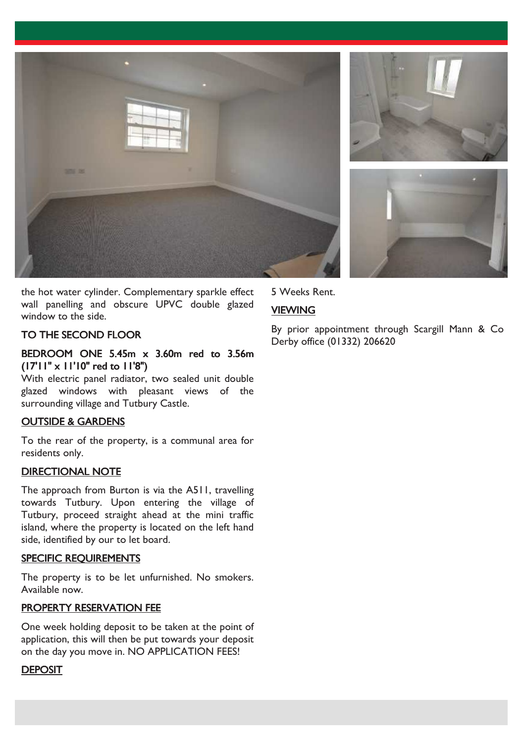the hot water cylinder. Complementary sparkle effect wall panelling and obscure UPVC double glazed window to the side.

### TO THE SECOND FLOOR

**BEDROOM ONE 5.45m x 3.60m red to 3.56m (17'11" x 11'10" red to 11'8")**
With electric panel radiator, two sealed unit double glazed windows with pleasant views of the surrounding village and Tutbury Castle.

### OUTSIDE & GARDENS

To the rear of the property, is a communal area for residents only.

### DIRECTIONAL NOTE

The approach from Burton is via the A511, travelling towards Tutbury. Upon entering the village of Tutbury, proceed straight ahead at the mini traffic island, where the property is located on the left hand side, identified by our to let board.

### SPECIFIC REQUIREMENTS

The property is to be let unfurnished. No smokers. Available now.

### PROPERTY RESERVATION FEE

One week holding deposit to be taken at the point of application, this will then be put towards your deposit on the day you move in. NO APPLICATION FEES!

### DEPOSIT

5 Weeks Rent.

### VIEWING

By prior appointment through Scargill Mann & Co Derby office (01332) 206620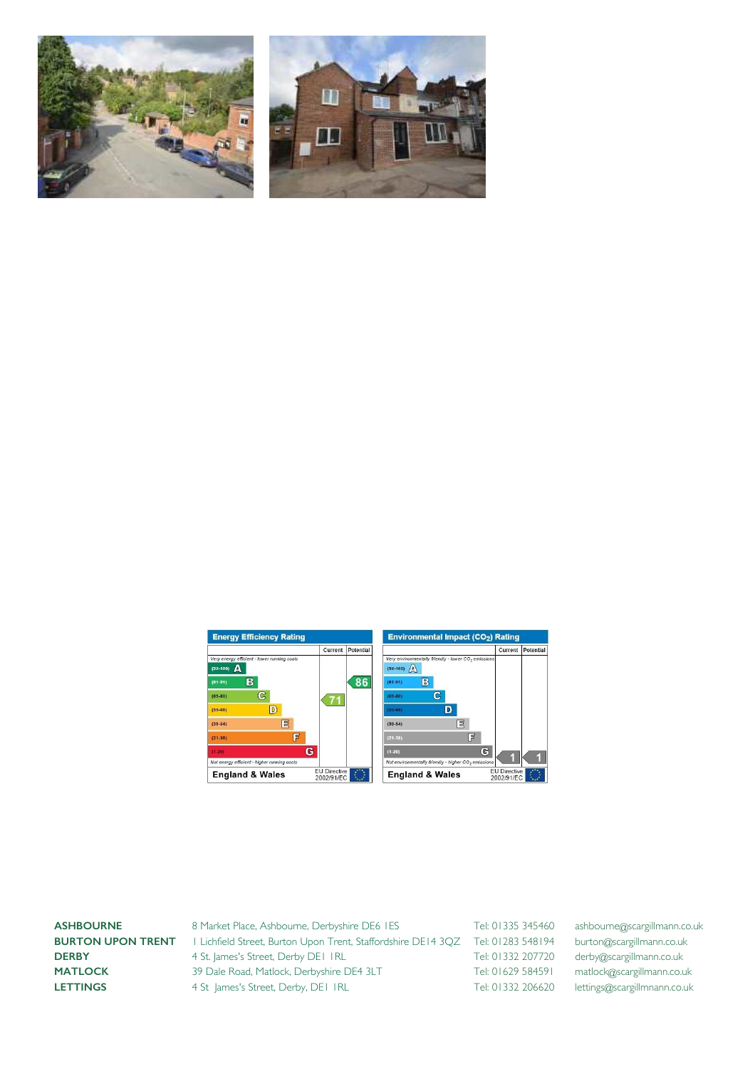Energy Efficiency Rating

Current | Potential

Very energy efficient - lower running costs

(92-100) A
(81-91) B
(69-80) C
(55-68) D
(39-54) E
(21-38) F
(1-20) G

Not energy efficient - higher running costs

71
86

England & Wales
EU Directive 2002/91/EC

Environmental Impact ($CO_2$) Rating

Current | Potential

Very environmentally friendly - lower $CO_2$ emissions

(92-100) A
(81-91) B
(69-80) C
(55-68) D
(39-54) E
(21-38) F
(1-20) G

Not environmentally friendly - higher $CO_2$ emissions

1
1

England & Wales
EU Directive 2002/91/EC

| | | | |
|---|---|---|---|
| **ASHBOURNE** | 8 Market Place, Ashbourne, Derbyshire DE6 1ES | Tel: 01335 345460 | ashbourne@scargillmann.co.uk |
| **BURTON UPON TRENT** | 1 Lichfield Street, Burton Upon Trent, Staffordshire DE14 3QZ | Tel: 01283 548194 | burton@scargillmann.co.uk |
| **DERBY** | 4 St. James's Street, Derby DE1 1RL | Tel: 01332 207720 | derby@scargillmann.co.uk |
| **MATLOCK** | 39 Dale Road, Matlock, Derbyshire DE4 3LT | Tel: 01629 584591 | matlock@scargillmann.co.uk |
| **LETTINGS** | 4 St James's Street, Derby, DE1 1RL | Tel: 01332 206620 | lettings@scargillmnann.co.uk |